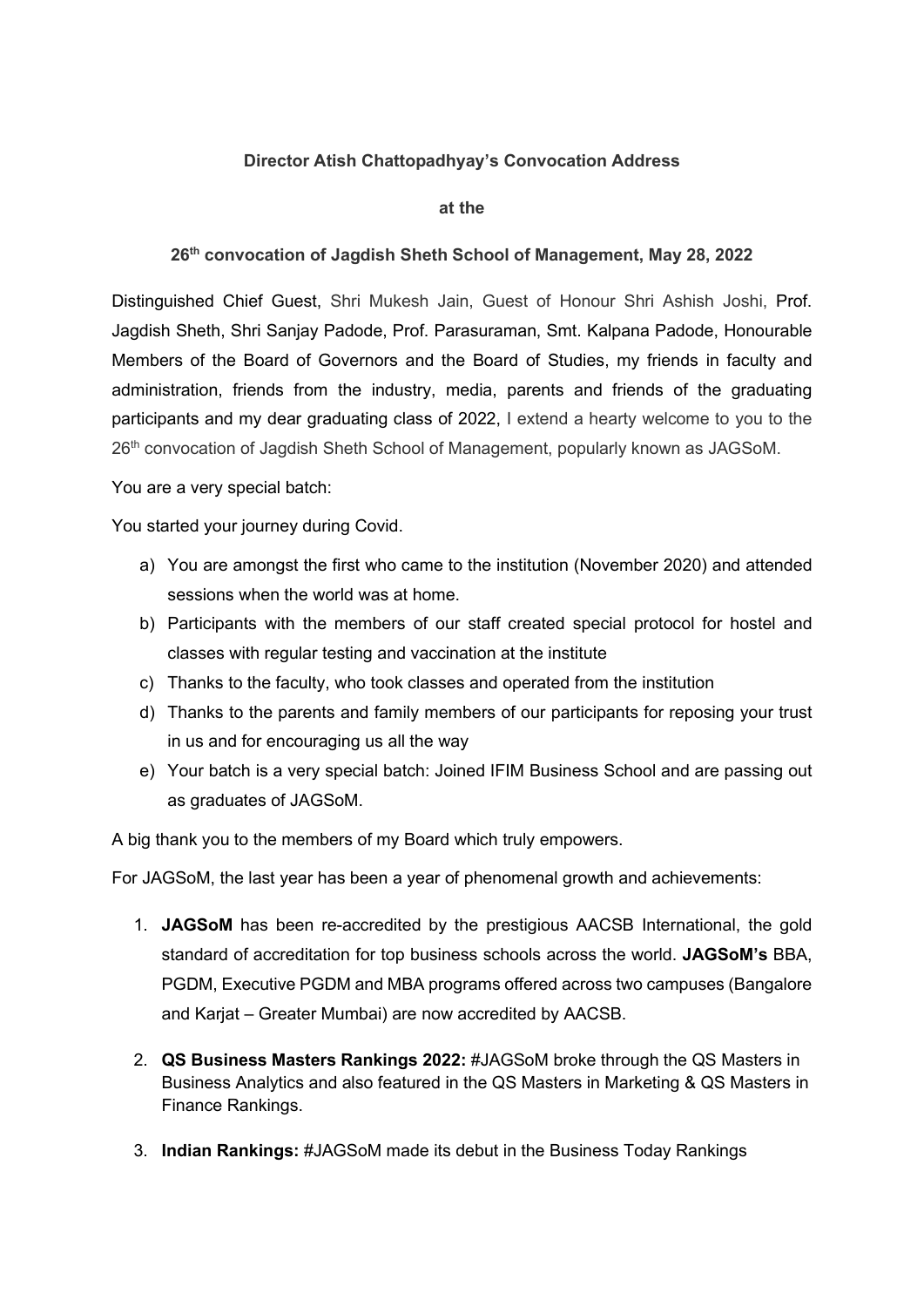**Director Atish Chattopadhyay's Convocation Address**

**at the**

**26th convocation of Jagdish Sheth School of Management, May 28, 2022**

Distinguished Chief Guest, Shri Mukesh Jain, Guest of Honour Shri Ashish Joshi, Prof. Jagdish Sheth, Shri Sanjay Padode, Prof. Parasuraman, Smt. Kalpana Padode, Honourable Members of the Board of Governors and the Board of Studies, my friends in faculty and administration, friends from the industry, media, parents and friends of the graduating participants and my dear graduating class of 2022, I extend a hearty welcome to you to the 26th convocation of Jagdish Sheth School of Management, popularly known as JAGSoM.

You are a very special batch:

You started your journey during Covid.

a) You are amongst the first who came to the institution (November 2020) and attended sessions when the world was at home.
b) Participants with the members of our staff created special protocol for hostel and classes with regular testing and vaccination at the institute
c) Thanks to the faculty, who took classes and operated from the institution
d) Thanks to the parents and family members of our participants for reposing your trust in us and for encouraging us all the way
e) Your batch is a very special batch: Joined IFIM Business School and are passing out as graduates of JAGSoM.

A big thank you to the members of my Board which truly empowers.

For JAGSoM, the last year has been a year of phenomenal growth and achievements:

1. **JAGSoM** has been re-accredited by the prestigious AACSB International, the gold standard of accreditation for top business schools across the world. **JAGSoM's** BBA, PGDM, Executive PGDM and MBA programs offered across two campuses (Bangalore and Karjat – Greater Mumbai) are now accredited by AACSB.

2. **QS Business Masters Rankings 2022:** #JAGSoM broke through the QS Masters in Business Analytics and also featured in the QS Masters in Marketing & QS Masters in Finance Rankings.

3. **Indian Rankings:** #JAGSoM made its debut in the Business Today Rankings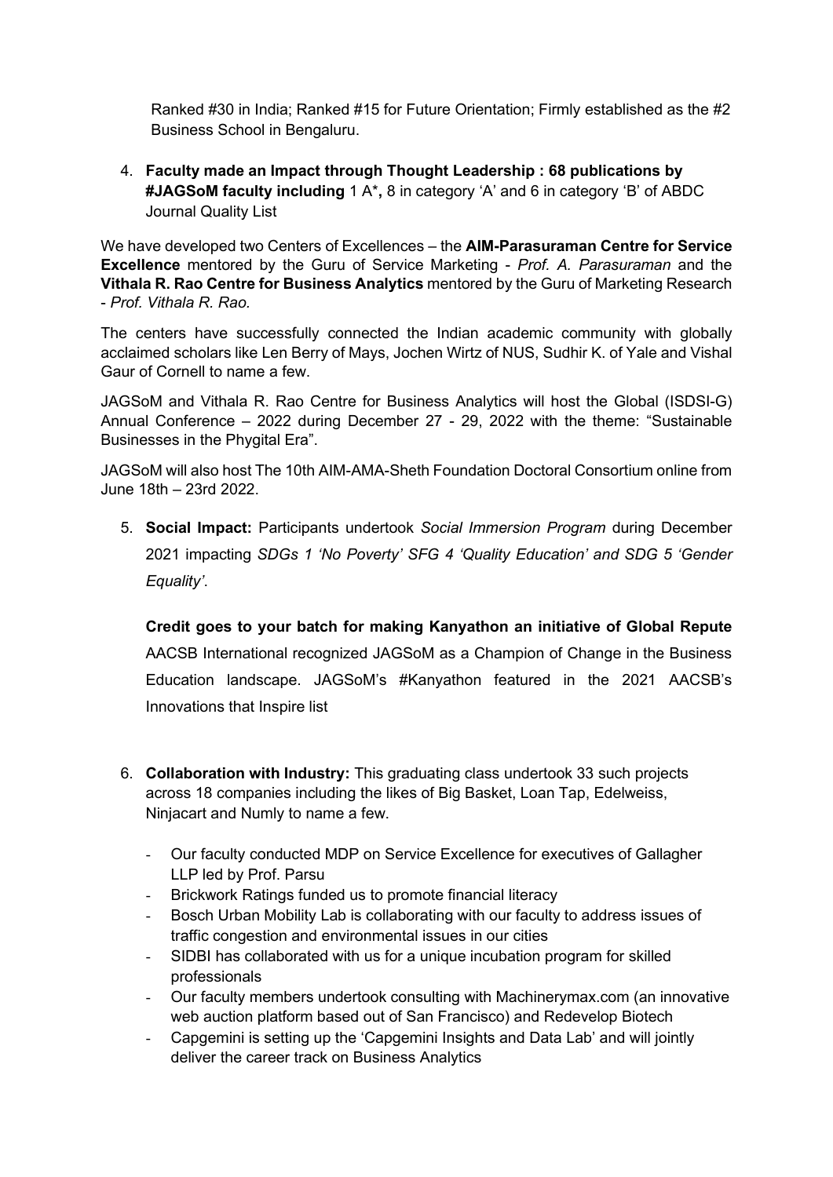Ranked #30 in India; Ranked #15 for Future Orientation; Firmly established as the #2 Business School in Bengaluru.

4. **Faculty made an Impact through Thought Leadership : 68 publications by #JAGSoM faculty including** 1 A*, 8 in category 'A' and 6 in category 'B' of ABDC Journal Quality List

We have developed two Centers of Excellences – the **AIM-Parasuraman Centre for Service Excellence** mentored by the Guru of Service Marketing - *Prof. A. Parasuraman* and the **Vithala R. Rao Centre for Business Analytics** mentored by the Guru of Marketing Research - *Prof. Vithala R. Rao.*

The centers have successfully connected the Indian academic community with globally acclaimed scholars like Len Berry of Mays, Jochen Wirtz of NUS, Sudhir K. of Yale and Vishal Gaur of Cornell to name a few.

JAGSoM and Vithala R. Rao Centre for Business Analytics will host the Global (ISDSI-G) Annual Conference – 2022 during December 27 - 29, 2022 with the theme: "Sustainable Businesses in the Phygital Era".

JAGSoM will also host The 10th AIM-AMA-Sheth Foundation Doctoral Consortium online from June 18th – 23rd 2022.

5. **Social Impact:** Participants undertook *Social Immersion Program* during December 2021 impacting *SDGs 1 'No Poverty' SFG 4 'Quality Education' and SDG 5 'Gender Equality'*.

   **Credit goes to your batch for making Kanyathon an initiative of Global Repute**
   AACSB International recognized JAGSoM as a Champion of Change in the Business Education landscape. JAGSoM's #Kanyathon featured in the 2021 AACSB's Innovations that Inspire list

6. **Collaboration with Industry:** This graduating class undertook 33 such projects across 18 companies including the likes of Big Basket, Loan Tap, Edelweiss, Ninjacart and Numly to name a few.

   - Our faculty conducted MDP on Service Excellence for executives of Gallagher LLP led by Prof. Parsu
   - Brickwork Ratings funded us to promote financial literacy
   - Bosch Urban Mobility Lab is collaborating with our faculty to address issues of traffic congestion and environmental issues in our cities
   - SIDBI has collaborated with us for a unique incubation program for skilled professionals
   - Our faculty members undertook consulting with Machinerymax.com (an innovative web auction platform based out of San Francisco) and Redevelop Biotech
   - Capgemini is setting up the 'Capgemini Insights and Data Lab' and will jointly deliver the career track on Business Analytics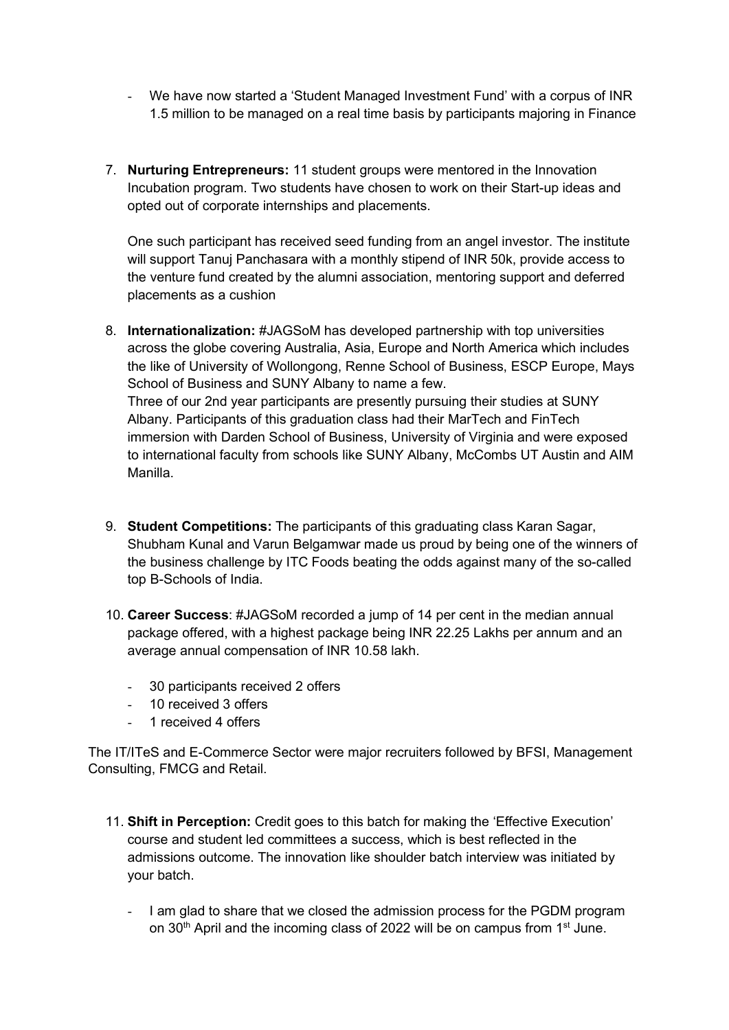- We have now started a 'Student Managed Investment Fund' with a corpus of INR 1.5 million to be managed on a real time basis by participants majoring in Finance

7. **Nurturing Entrepreneurs:** 11 student groups were mentored in the Innovation Incubation program. Two students have chosen to work on their Start-up ideas and opted out of corporate internships and placements.

   One such participant has received seed funding from an angel investor. The institute will support Tanuj Panchasara with a monthly stipend of INR 50k, provide access to the venture fund created by the alumni association, mentoring support and deferred placements as a cushion

8. **Internationalization:** #JAGSoM has developed partnership with top universities across the globe covering Australia, Asia, Europe and North America which includes the like of University of Wollongong, Renne School of Business, ESCP Europe, Mays School of Business and SUNY Albany to name a few.
   Three of our 2nd year participants are presently pursuing their studies at SUNY Albany. Participants of this graduation class had their MarTech and FinTech immersion with Darden School of Business, University of Virginia and were exposed to international faculty from schools like SUNY Albany, McCombs UT Austin and AIM Manilla.

9. **Student Competitions:** The participants of this graduating class Karan Sagar, Shubham Kunal and Varun Belgamwar made us proud by being one of the winners of the business challenge by ITC Foods beating the odds against many of the so-called top B-Schools of India.

10. **Career Success**: #JAGSoM recorded a jump of 14 per cent in the median annual package offered, with a highest package being INR 22.25 Lakhs per annum and an average annual compensation of INR 10.58 lakh.

    - 30 participants received 2 offers
    - 10 received 3 offers
    - 1 received 4 offers

The IT/ITeS and E-Commerce Sector were major recruiters followed by BFSI, Management Consulting, FMCG and Retail.

11. **Shift in Perception:** Credit goes to this batch for making the 'Effective Execution' course and student led committees a success, which is best reflected in the admissions outcome. The innovation like shoulder batch interview was initiated by your batch.

    - I am glad to share that we closed the admission process for the PGDM program on 30th April and the incoming class of 2022 will be on campus from 1st June.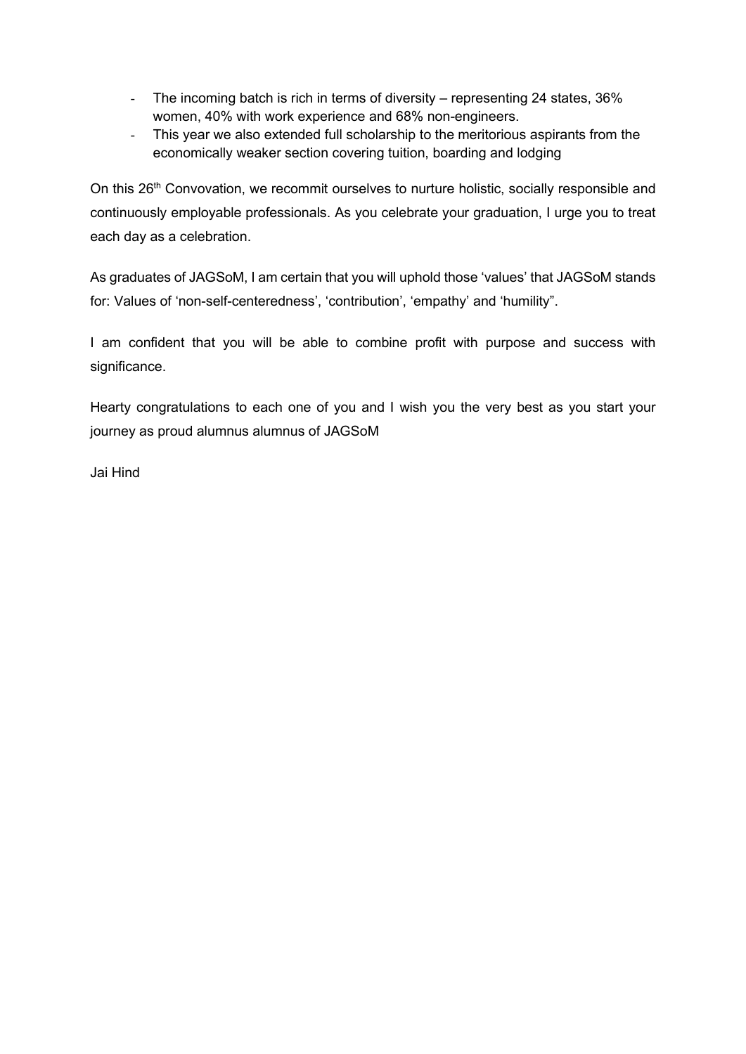- The incoming batch is rich in terms of diversity – representing 24 states, 36% women, 40% with work experience and 68% non-engineers.
- This year we also extended full scholarship to the meritorious aspirants from the economically weaker section covering tuition, boarding and lodging

On this 26th Convovation, we recommit ourselves to nurture holistic, socially responsible and continuously employable professionals. As you celebrate your graduation, I urge you to treat each day as a celebration.

As graduates of JAGSoM, I am certain that you will uphold those 'values' that JAGSoM stands for: Values of 'non-self-centeredness', 'contribution', 'empathy' and 'humility".

I am confident that you will be able to combine profit with purpose and success with significance.

Hearty congratulations to each one of you and I wish you the very best as you start your journey as proud alumnus alumnus of JAGSoM

Jai Hind